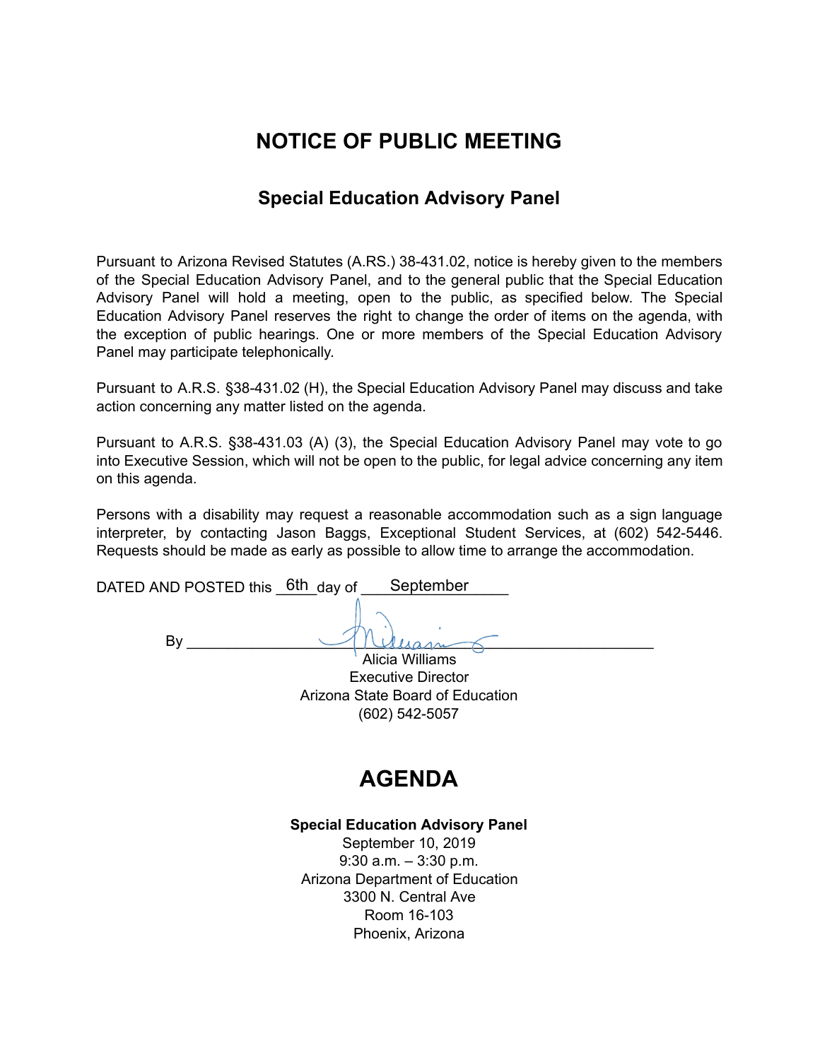# NOTICE OF PUBLIC MEETING

## Special Education Advisory Panel

Pursuant to Arizona Revised Statutes (A.RS.) 38-431.02, notice is hereby given to the members of the Special Education Advisory Panel, and to the general public that the Special Education Advisory Panel will hold a meeting, open to the public, as specified below. The Special Education Advisory Panel reserves the right to change the order of items on the agenda, with the exception of public hearings. One or more members of the Special Education Advisory Panel may participate telephonically.

Pursuant to A.R.S. §38-431.02 (H), the Special Education Advisory Panel may discuss and take action concerning any matter listed on the agenda.

Pursuant to A.R.S. §38-431.03 (A) (3), the Special Education Advisory Panel may vote to go into Executive Session, which will not be open to the public, for legal advice concerning any item on this agenda.

Persons with a disability may request a reasonable accommodation such as a sign language interpreter, by contacting Jason Baggs, Exceptional Student Services, at (602) 542-5446. Requests should be made as early as possible to allow time to arrange the accommodation.

DATED AND POSTED this 6th day of September

By ___________________________

Alicia Williams
Executive Director
Arizona State Board of Education
(602) 542-5057

# AGENDA

**Special Education Advisory Panel**
September 10, 2019
9:30 a.m. – 3:30 p.m.
Arizona Department of Education
3300 N. Central Ave
Room 16-103
Phoenix, Arizona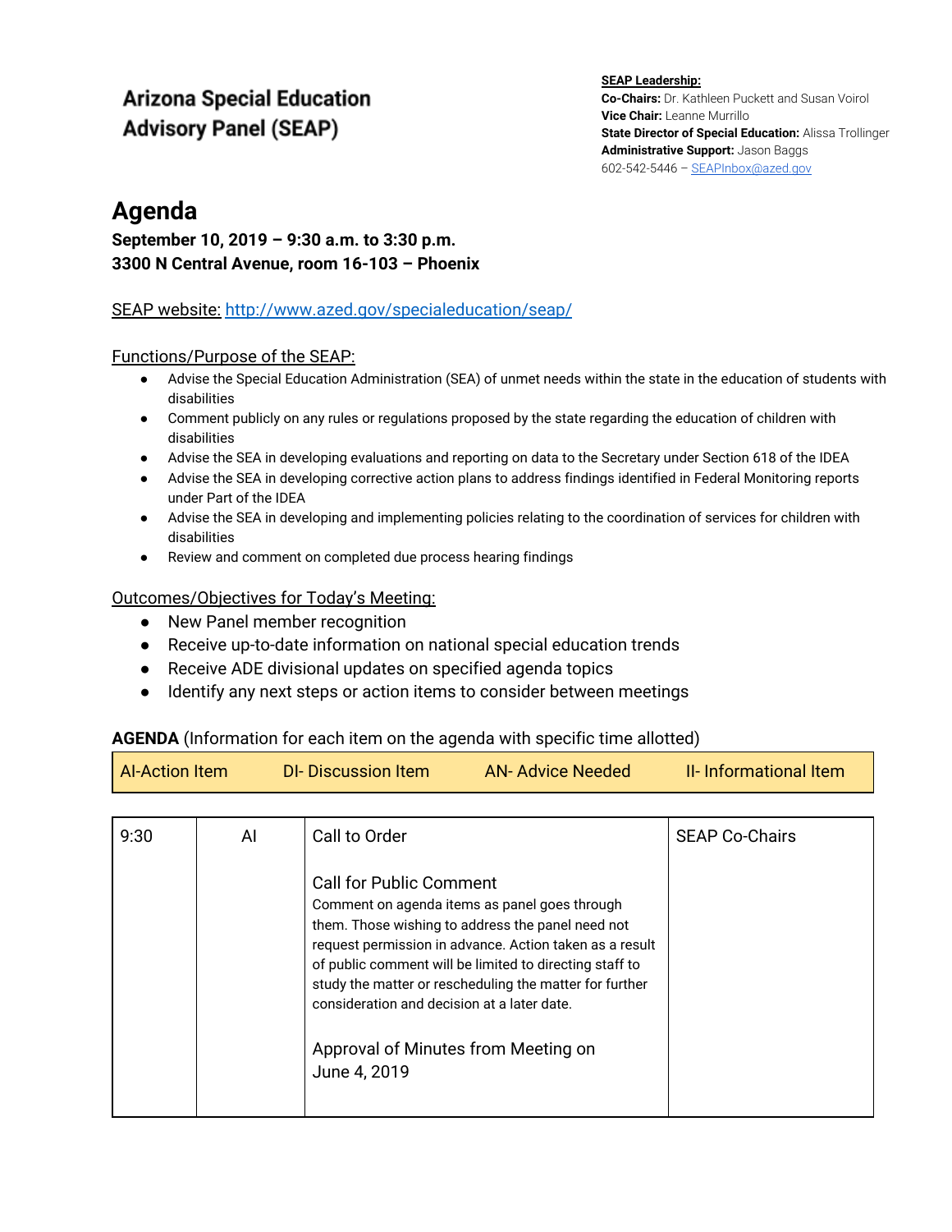# Arizona Special Education Advisory Panel (SEAP)

**SEAP Leadership:**
**Co-Chairs:** Dr. Kathleen Puckett and Susan Voirol
**Vice Chair:** Leanne Murrillo
**State Director of Special Education:** Alissa Trollinger
**Administrative Support:** Jason Baggs
602-542-5446 – SEAPInbox@azed.gov

## Agenda

**September 10, 2019 – 9:30 a.m. to 3:30 p.m.**
**3300 N Central Avenue, room 16-103 – Phoenix**

SEAP website: http://www.azed.gov/specialeducation/seap/

Functions/Purpose of the SEAP:

- Advise the Special Education Administration (SEA) of unmet needs within the state in the education of students with disabilities
- Comment publicly on any rules or regulations proposed by the state regarding the education of children with disabilities
- Advise the SEA in developing evaluations and reporting on data to the Secretary under Section 618 of the IDEA
- Advise the SEA in developing corrective action plans to address findings identified in Federal Monitoring reports under Part of the IDEA
- Advise the SEA in developing and implementing policies relating to the coordination of services for children with disabilities
- Review and comment on completed due process hearing findings

Outcomes/Objectives for Today's Meeting:

- New Panel member recognition
- Receive up-to-date information on national special education trends
- Receive ADE divisional updates on specified agenda topics
- Identify any next steps or action items to consider between meetings

**AGENDA** (Information for each item on the agenda with specific time allotted)

| AI-Action Item | DI- Discussion Item | AN- Advice Needed | II- Informational Item |
|---|---|---|---|

| | | | |
|---|---|---|---|
| 9:30 | AI | Call to Order<br><br>Call for Public Comment<br>Comment on agenda items as panel goes through them. Those wishing to address the panel need not request permission in advance. Action taken as a result of public comment will be limited to directing staff to study the matter or rescheduling the matter for further consideration and decision at a later date.<br><br>Approval of Minutes from Meeting on June 4, 2019 | SEAP Co-Chairs |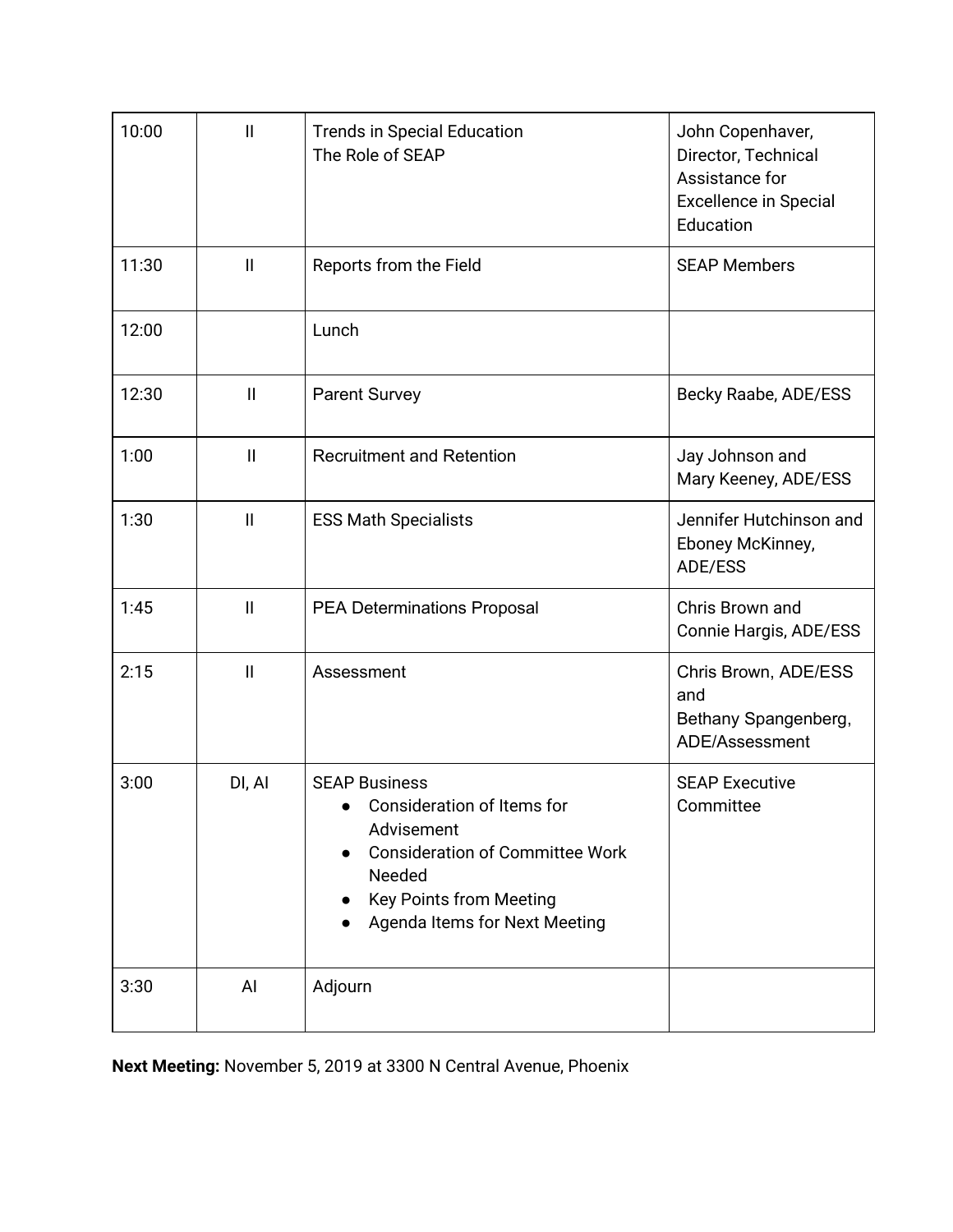| | | | |
|---|---|---|---|
| 10:00 | II | Trends in Special Education<br>The Role of SEAP | John Copenhaver, Director, Technical Assistance for Excellence in Special Education |
| 11:30 | II | Reports from the Field | SEAP Members |
| 12:00 | | Lunch | |
| 12:30 | II | Parent Survey | Becky Raabe, ADE/ESS |
| 1:00 | II | Recruitment and Retention | Jay Johnson and Mary Keeney, ADE/ESS |
| 1:30 | II | ESS Math Specialists | Jennifer Hutchinson and Eboney McKinney, ADE/ESS |
| 1:45 | II | PEA Determinations Proposal | Chris Brown and Connie Hargis, ADE/ESS |
| 2:15 | II | Assessment | Chris Brown, ADE/ESS and<br>Bethany Spangenberg, ADE/Assessment |
| 3:00 | DI, AI | SEAP Business<br>• Consideration of Items for Advisement<br>• Consideration of Committee Work Needed<br>• Key Points from Meeting<br>• Agenda Items for Next Meeting | SEAP Executive Committee |
| 3:30 | AI | Adjourn | |

**Next Meeting:** November 5, 2019 at 3300 N Central Avenue, Phoenix